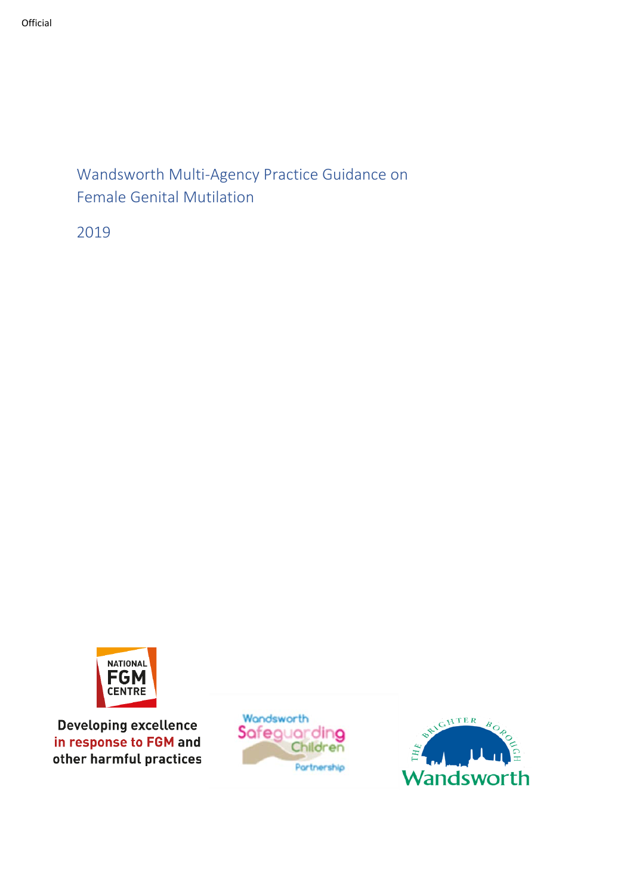Official

# Wandsworth Multi-Agency Practice Guidance on Female Genital Mutilation

2019

NATIONAL FGM CENTRE

Developing excellence in response to FGM and other harmful practices

Wandsworth Safeguarding Children Partnership

THE BRIGHTER BOROUGH Wandsworth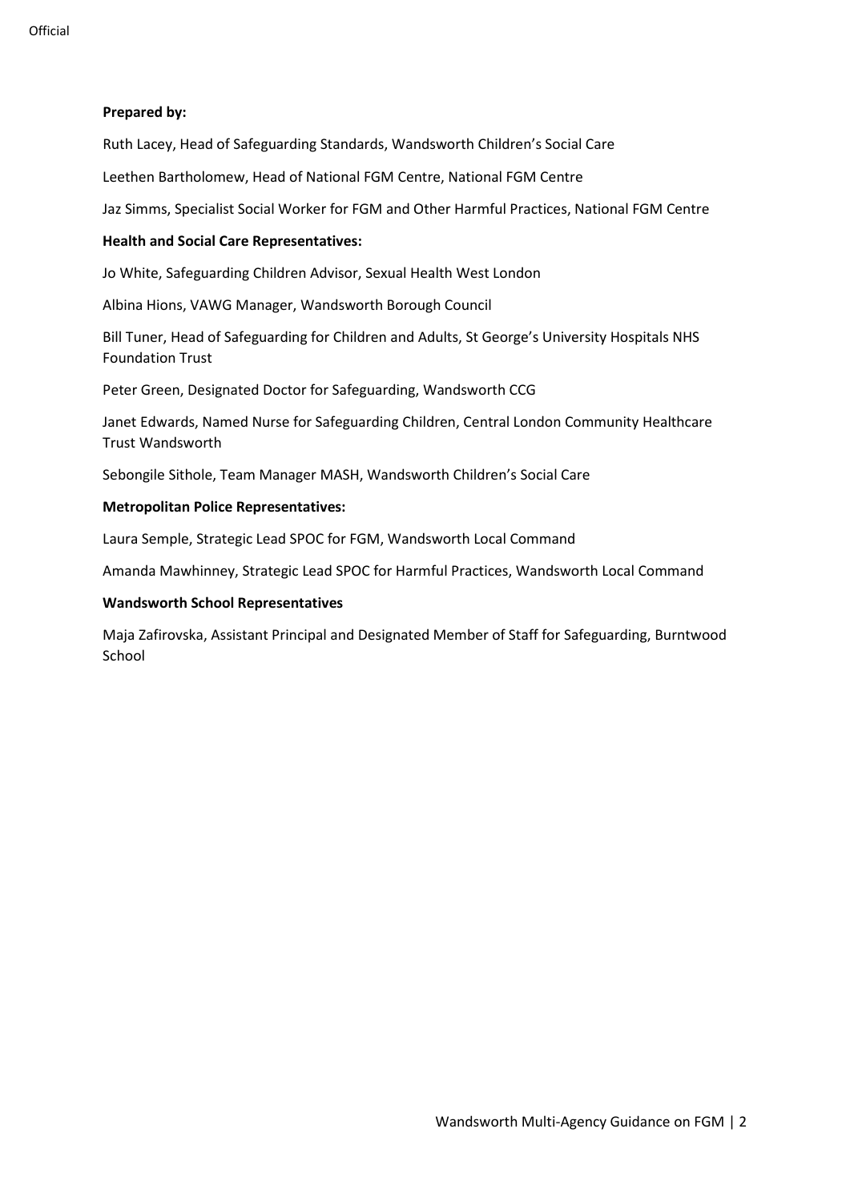**Prepared by:**

Ruth Lacey, Head of Safeguarding Standards, Wandsworth Children's Social Care

Leethen Bartholomew, Head of National FGM Centre, National FGM Centre

Jaz Simms, Specialist Social Worker for FGM and Other Harmful Practices, National FGM Centre

**Health and Social Care Representatives:**

Jo White, Safeguarding Children Advisor, Sexual Health West London

Albina Hions, VAWG Manager, Wandsworth Borough Council

Bill Tuner, Head of Safeguarding for Children and Adults, St George's University Hospitals NHS Foundation Trust

Peter Green, Designated Doctor for Safeguarding, Wandsworth CCG

Janet Edwards, Named Nurse for Safeguarding Children, Central London Community Healthcare Trust Wandsworth

Sebongile Sithole, Team Manager MASH, Wandsworth Children's Social Care

**Metropolitan Police Representatives:**

Laura Semple, Strategic Lead SPOC for FGM, Wandsworth Local Command

Amanda Mawhinney, Strategic Lead SPOC for Harmful Practices, Wandsworth Local Command

**Wandsworth School Representatives**

Maja Zafirovska, Assistant Principal and Designated Member of Staff for Safeguarding, Burntwood School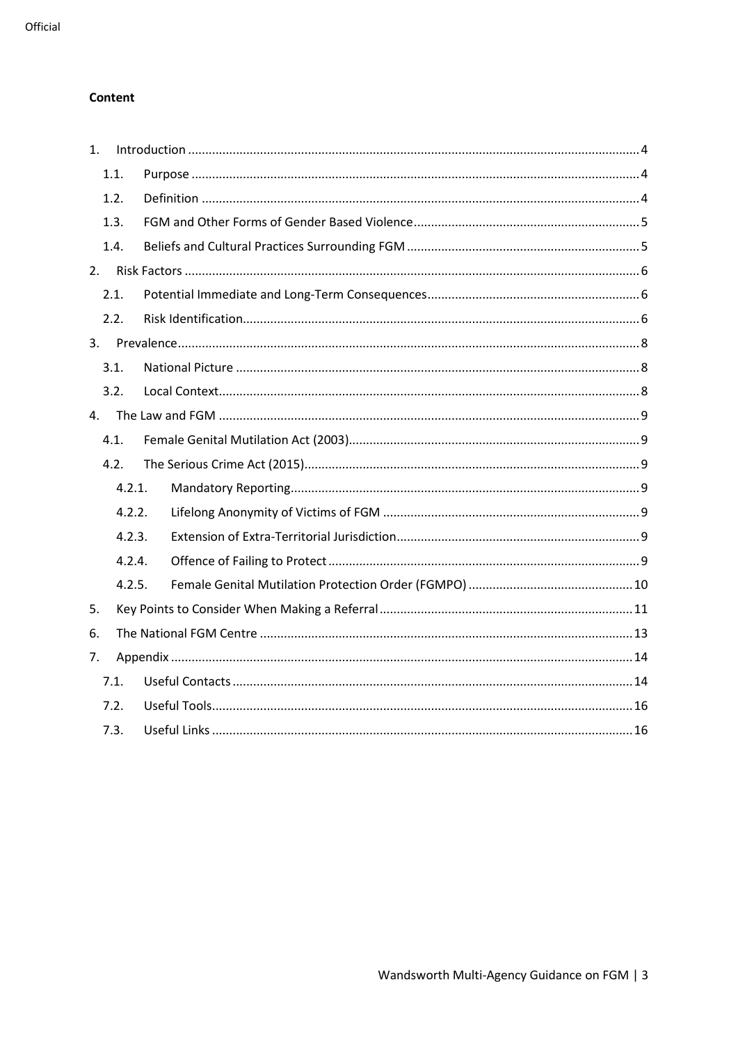**Content**

1. Introduction ... 4
   - 1.1. Purpose ... 4
   - 1.2. Definition ... 4
   - 1.3. FGM and Other Forms of Gender Based Violence ... 5
   - 1.4. Beliefs and Cultural Practices Surrounding FGM ... 5
2. Risk Factors ... 6
   - 2.1. Potential Immediate and Long-Term Consequences ... 6
   - 2.2. Risk Identification ... 6
3. Prevalence ... 8
   - 3.1. National Picture ... 8
   - 3.2. Local Context ... 8
4. The Law and FGM ... 9
   - 4.1. Female Genital Mutilation Act (2003) ... 9
   - 4.2. The Serious Crime Act (2015) ... 9
     - 4.2.1. Mandatory Reporting ... 9
     - 4.2.2. Lifelong Anonymity of Victims of FGM ... 9
     - 4.2.3. Extension of Extra-Territorial Jurisdiction ... 9
     - 4.2.4. Offence of Failing to Protect ... 9
     - 4.2.5. Female Genital Mutilation Protection Order (FGMPO) ... 10
5. Key Points to Consider When Making a Referral ... 11
6. The National FGM Centre ... 13
7. Appendix ... 14
   - 7.1. Useful Contacts ... 14
   - 7.2. Useful Tools ... 16
   - 7.3. Useful Links ... 16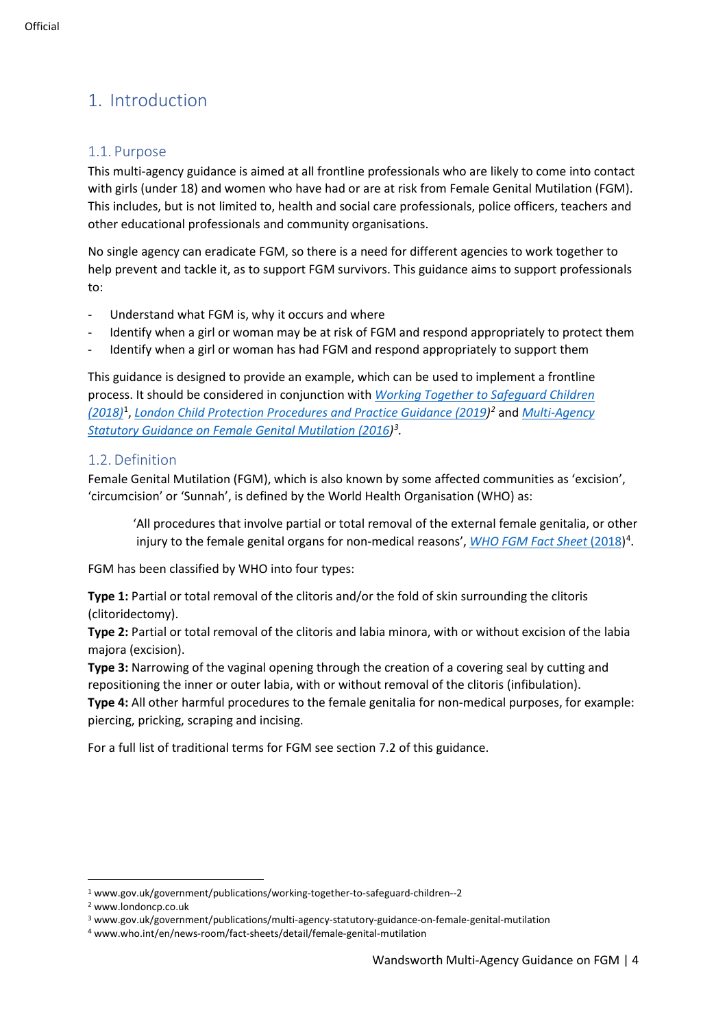# 1. Introduction

## 1.1. Purpose

This multi-agency guidance is aimed at all frontline professionals who are likely to come into contact with girls (under 18) and women who have had or are at risk from Female Genital Mutilation (FGM). This includes, but is not limited to, health and social care professionals, police officers, teachers and other educational professionals and community organisations.

No single agency can eradicate FGM, so there is a need for different agencies to work together to help prevent and tackle it, as to support FGM survivors. This guidance aims to support professionals to:

- Understand what FGM is, why it occurs and where
- Identify when a girl or woman may be at risk of FGM and respond appropriately to protect them
- Identify when a girl or woman has had FGM and respond appropriately to support them

This guidance is designed to provide an example, which can be used to implement a frontline process. It should be considered in conjunction with *Working Together to Safeguard Children (2018)*[1], *London Child Protection Procedures and Practice Guidance (2019)*[2] and *Multi-Agency Statutory Guidance on Female Genital Mutilation (2016)*[3].

## 1.2. Definition

Female Genital Mutilation (FGM), which is also known by some affected communities as 'excision', 'circumcision' or 'Sunnah', is defined by the World Health Organisation (WHO) as:

> 'All procedures that involve partial or total removal of the external female genitalia, or other injury to the female genital organs for non-medical reasons', *WHO FGM Fact Sheet* (2018)[4].

FGM has been classified by WHO into four types:

**Type 1:** Partial or total removal of the clitoris and/or the fold of skin surrounding the clitoris (clitoridectomy).
**Type 2:** Partial or total removal of the clitoris and labia minora, with or without excision of the labia majora (excision).
**Type 3:** Narrowing of the vaginal opening through the creation of a covering seal by cutting and repositioning the inner or outer labia, with or without removal of the clitoris (infibulation).
**Type 4:** All other harmful procedures to the female genitalia for non-medical purposes, for example: piercing, pricking, scraping and incising.

For a full list of traditional terms for FGM see section 7.2 of this guidance.

---

[1] www.gov.uk/government/publications/working-together-to-safeguard-children--2
[2] www.londoncp.co.uk
[3] www.gov.uk/government/publications/multi-agency-statutory-guidance-on-female-genital-mutilation
[4] www.who.int/en/news-room/fact-sheets/detail/female-genital-mutilation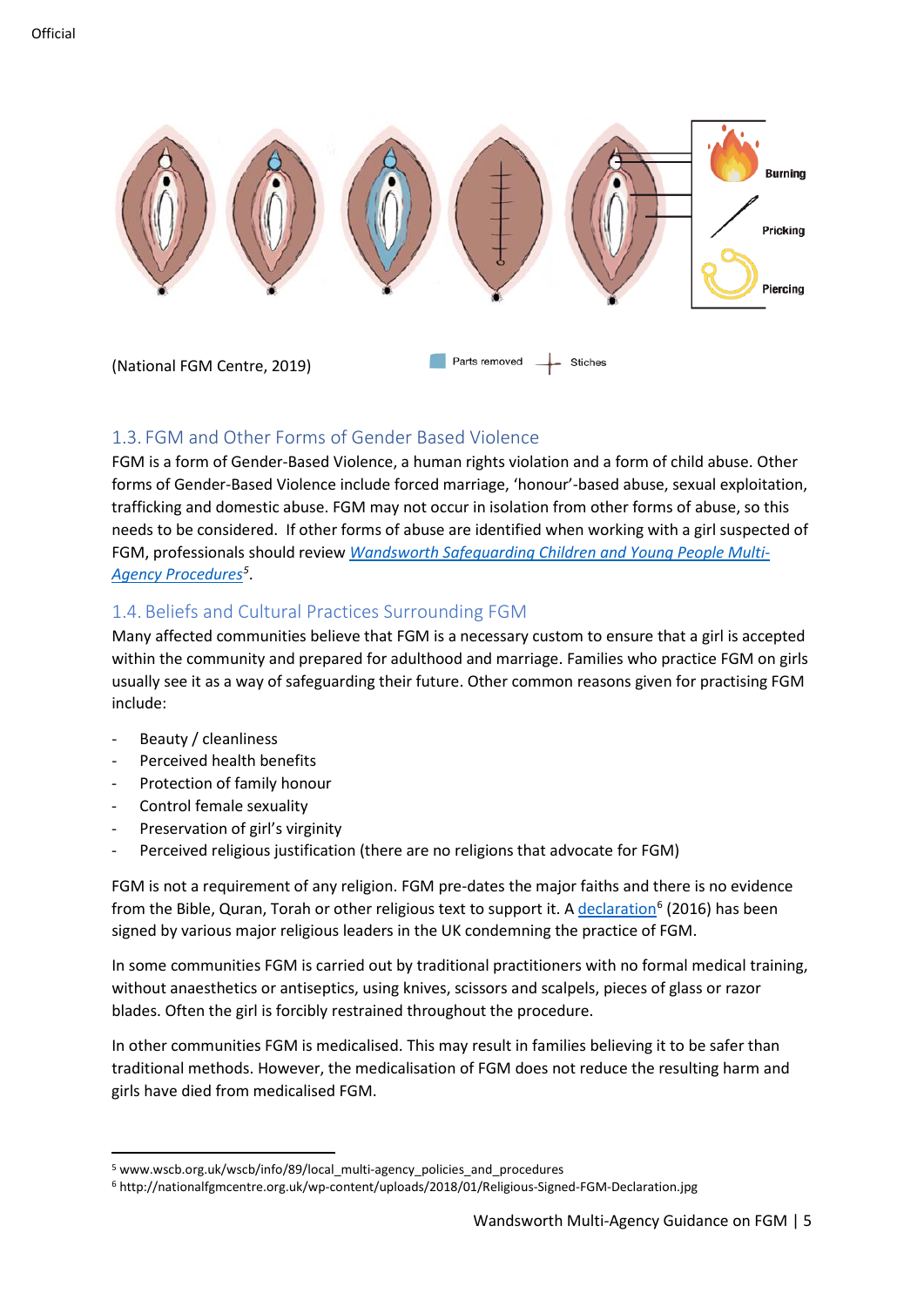(National FGM Centre, 2019)

Parts removed — Stiches

Burning

Pricking

Piercing

## 1.3. FGM and Other Forms of Gender Based Violence

FGM is a form of Gender-Based Violence, a human rights violation and a form of child abuse. Other forms of Gender-Based Violence include forced marriage, 'honour'-based abuse, sexual exploitation, trafficking and domestic abuse. FGM may not occur in isolation from other forms of abuse, so this needs to be considered. If other forms of abuse are identified when working with a girl suspected of FGM, professionals should review *Wandsworth Safeguarding Children and Young People Multi-Agency Procedures*[5].

## 1.4. Beliefs and Cultural Practices Surrounding FGM

Many affected communities believe that FGM is a necessary custom to ensure that a girl is accepted within the community and prepared for adulthood and marriage. Families who practice FGM on girls usually see it as a way of safeguarding their future. Other common reasons given for practising FGM include:

- Beauty / cleanliness
- Perceived health benefits
- Protection of family honour
- Control female sexuality
- Preservation of girl's virginity
- Perceived religious justification (there are no religions that advocate for FGM)

FGM is not a requirement of any religion. FGM pre-dates the major faiths and there is no evidence from the Bible, Quran, Torah or other religious text to support it. A declaration[6] (2016) has been signed by various major religious leaders in the UK condemning the practice of FGM.

In some communities FGM is carried out by traditional practitioners with no formal medical training, without anaesthetics or antiseptics, using knives, scissors and scalpels, pieces of glass or razor blades. Often the girl is forcibly restrained throughout the procedure.

In other communities FGM is medicalised. This may result in families believing it to be safer than traditional methods. However, the medicalisation of FGM does not reduce the resulting harm and girls have died from medicalised FGM.

---

[5] www.wscb.org.uk/wscb/info/89/local_multi-agency_policies_and_procedures

[6] http://nationalfgmcentre.org.uk/wp-content/uploads/2018/01/Religious-Signed-FGM-Declaration.jpg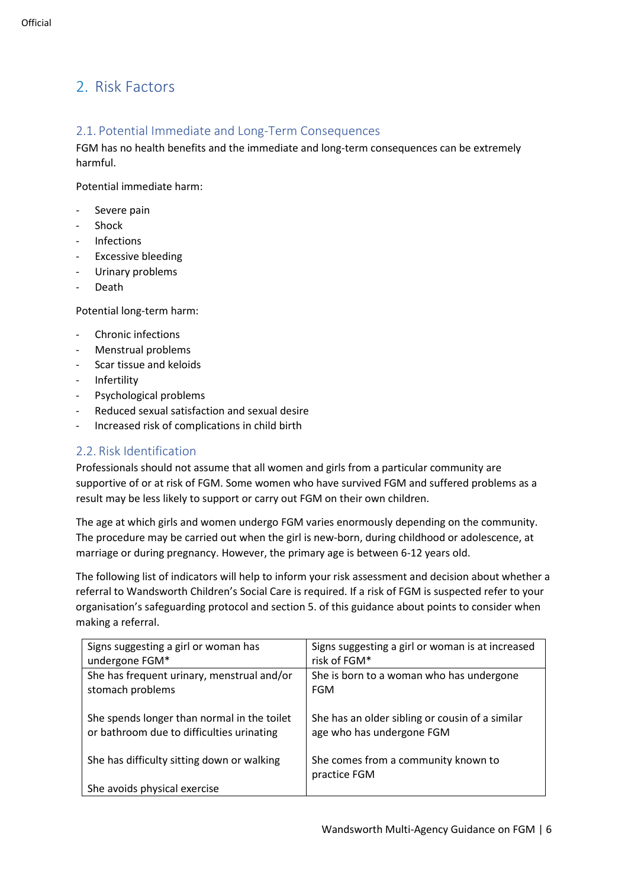## 2. Risk Factors

### 2.1. Potential Immediate and Long-Term Consequences

FGM has no health benefits and the immediate and long-term consequences can be extremely harmful.

Potential immediate harm:

- Severe pain
- Shock
- Infections
- Excessive bleeding
- Urinary problems
- Death

Potential long-term harm:

- Chronic infections
- Menstrual problems
- Scar tissue and keloids
- Infertility
- Psychological problems
- Reduced sexual satisfaction and sexual desire
- Increased risk of complications in child birth

### 2.2. Risk Identification

Professionals should not assume that all women and girls from a particular community are supportive of or at risk of FGM. Some women who have survived FGM and suffered problems as a result may be less likely to support or carry out FGM on their own children.

The age at which girls and women undergo FGM varies enormously depending on the community. The procedure may be carried out when the girl is new-born, during childhood or adolescence, at marriage or during pregnancy. However, the primary age is between 6-12 years old.

The following list of indicators will help to inform your risk assessment and decision about whether a referral to Wandsworth Children's Social Care is required. If a risk of FGM is suspected refer to your organisation's safeguarding protocol and section 5. of this guidance about points to consider when making a referral.

| Signs suggesting a girl or woman has undergone FGM* | Signs suggesting a girl or woman is at increased risk of FGM* |
|---|---|
| She has frequent urinary, menstrual and/or stomach problems<br><br>She spends longer than normal in the toilet or bathroom due to difficulties urinating<br><br>She has difficulty sitting down or walking<br><br>She avoids physical exercise | She is born to a woman who has undergone FGM<br><br>She has an older sibling or cousin of a similar age who has undergone FGM<br><br>She comes from a community known to practice FGM |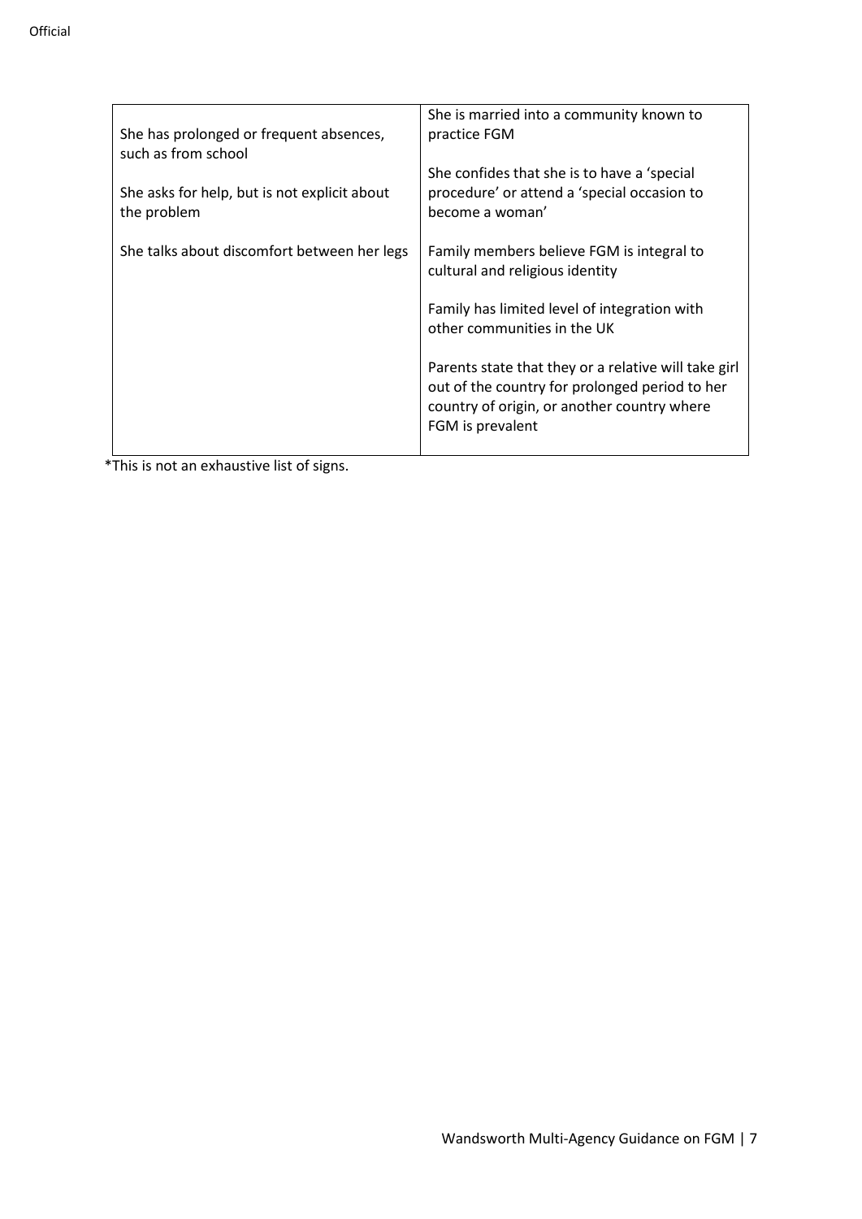| | |
|---|---|
| She has prolonged or frequent absences, such as from school<br><br>She asks for help, but is not explicit about the problem<br><br>She talks about discomfort between her legs | She is married into a community known to practice FGM<br><br>She confides that she is to have a 'special procedure' or attend a 'special occasion to become a woman'<br><br>Family members believe FGM is integral to cultural and religious identity<br><br>Family has limited level of integration with other communities in the UK<br><br>Parents state that they or a relative will take girl out of the country for prolonged period to her country of origin, or another country where FGM is prevalent |

*This is not an exhaustive list of signs.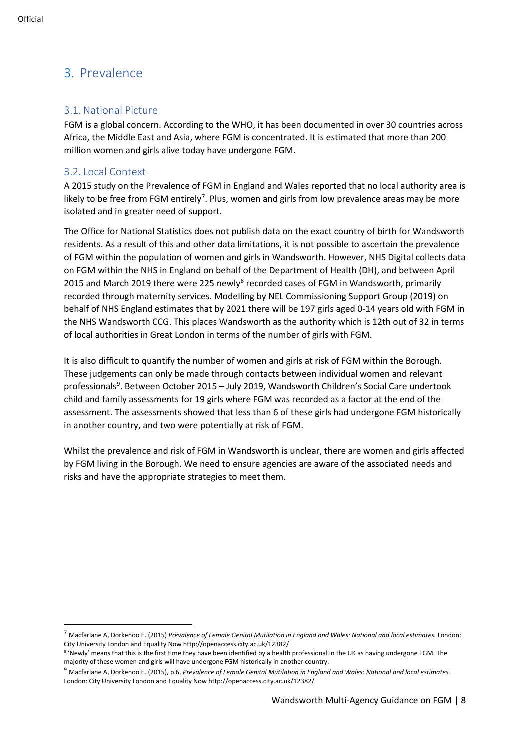## 3. Prevalence

### 3.1. National Picture

FGM is a global concern. According to the WHO, it has been documented in over 30 countries across Africa, the Middle East and Asia, where FGM is concentrated. It is estimated that more than 200 million women and girls alive today have undergone FGM.

### 3.2. Local Context

A 2015 study on the Prevalence of FGM in England and Wales reported that no local authority area is likely to be free from FGM entirely[7]. Plus, women and girls from low prevalence areas may be more isolated and in greater need of support.

The Office for National Statistics does not publish data on the exact country of birth for Wandsworth residents. As a result of this and other data limitations, it is not possible to ascertain the prevalence of FGM within the population of women and girls in Wandsworth. However, NHS Digital collects data on FGM within the NHS in England on behalf of the Department of Health (DH), and between April 2015 and March 2019 there were 225 newly[8] recorded cases of FGM in Wandsworth, primarily recorded through maternity services. Modelling by NEL Commissioning Support Group (2019) on behalf of NHS England estimates that by 2021 there will be 197 girls aged 0-14 years old with FGM in the NHS Wandsworth CCG. This places Wandsworth as the authority which is 12th out of 32 in terms of local authorities in Great London in terms of the number of girls with FGM.

It is also difficult to quantify the number of women and girls at risk of FGM within the Borough. These judgements can only be made through contacts between individual women and relevant professionals[9]. Between October 2015 – July 2019, Wandsworth Children's Social Care undertook child and family assessments for 19 girls where FGM was recorded as a factor at the end of the assessment. The assessments showed that less than 6 of these girls had undergone FGM historically in another country, and two were potentially at risk of FGM.

Whilst the prevalence and risk of FGM in Wandsworth is unclear, there are women and girls affected by FGM living in the Borough. We need to ensure agencies are aware of the associated needs and risks and have the appropriate strategies to meet them.

---

[7] Macfarlane A, Dorkenoo E. (2015) *Prevalence of Female Genital Mutilation in England and Wales: National and local estimates.* London: City University London and Equality Now http://openaccess.city.ac.uk/12382/

[8] 'Newly' means that this is the first time they have been identified by a health professional in the UK as having undergone FGM. The majority of these women and girls will have undergone FGM historically in another country.

[9] Macfarlane A, Dorkenoo E. (2015), p.6, *Prevalence of Female Genital Mutilation in England and Wales: National and local estimates.* London: City University London and Equality Now http://openaccess.city.ac.uk/12382/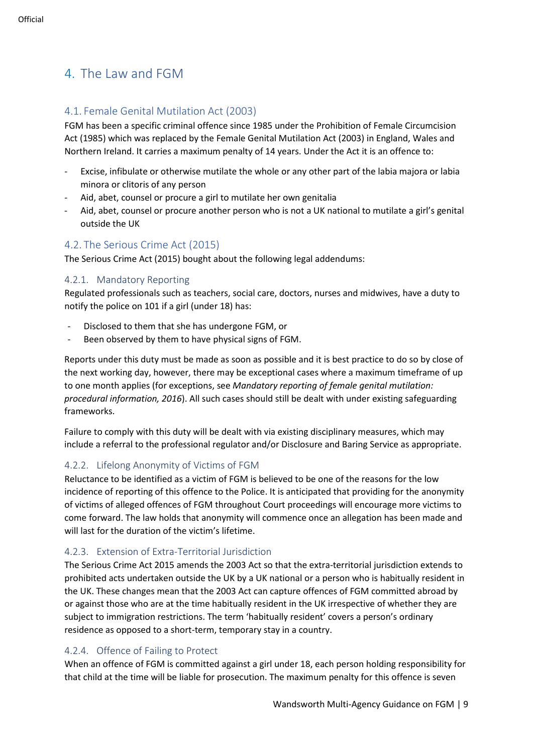# 4. The Law and FGM

## 4.1. Female Genital Mutilation Act (2003)

FGM has been a specific criminal offence since 1985 under the Prohibition of Female Circumcision Act (1985) which was replaced by the Female Genital Mutilation Act (2003) in England, Wales and Northern Ireland. It carries a maximum penalty of 14 years. Under the Act it is an offence to:

- Excise, infibulate or otherwise mutilate the whole or any other part of the labia majora or labia minora or clitoris of any person
- Aid, abet, counsel or procure a girl to mutilate her own genitalia
- Aid, abet, counsel or procure another person who is not a UK national to mutilate a girl's genital outside the UK

## 4.2. The Serious Crime Act (2015)

The Serious Crime Act (2015) bought about the following legal addendums:

### 4.2.1. Mandatory Reporting

Regulated professionals such as teachers, social care, doctors, nurses and midwives, have a duty to notify the police on 101 if a girl (under 18) has:

- Disclosed to them that she has undergone FGM, or
- Been observed by them to have physical signs of FGM.

Reports under this duty must be made as soon as possible and it is best practice to do so by close of the next working day, however, there may be exceptional cases where a maximum timeframe of up to one month applies (for exceptions, see *Mandatory reporting of female genital mutilation: procedural information, 2016*). All such cases should still be dealt with under existing safeguarding frameworks.

Failure to comply with this duty will be dealt with via existing disciplinary measures, which may include a referral to the professional regulator and/or Disclosure and Baring Service as appropriate.

### 4.2.2. Lifelong Anonymity of Victims of FGM

Reluctance to be identified as a victim of FGM is believed to be one of the reasons for the low incidence of reporting of this offence to the Police. It is anticipated that providing for the anonymity of victims of alleged offences of FGM throughout Court proceedings will encourage more victims to come forward. The law holds that anonymity will commence once an allegation has been made and will last for the duration of the victim's lifetime.

### 4.2.3. Extension of Extra-Territorial Jurisdiction

The Serious Crime Act 2015 amends the 2003 Act so that the extra-territorial jurisdiction extends to prohibited acts undertaken outside the UK by a UK national or a person who is habitually resident in the UK. These changes mean that the 2003 Act can capture offences of FGM committed abroad by or against those who are at the time habitually resident in the UK irrespective of whether they are subject to immigration restrictions. The term 'habitually resident' covers a person's ordinary residence as opposed to a short-term, temporary stay in a country.

### 4.2.4. Offence of Failing to Protect

When an offence of FGM is committed against a girl under 18, each person holding responsibility for that child at the time will be liable for prosecution. The maximum penalty for this offence is seven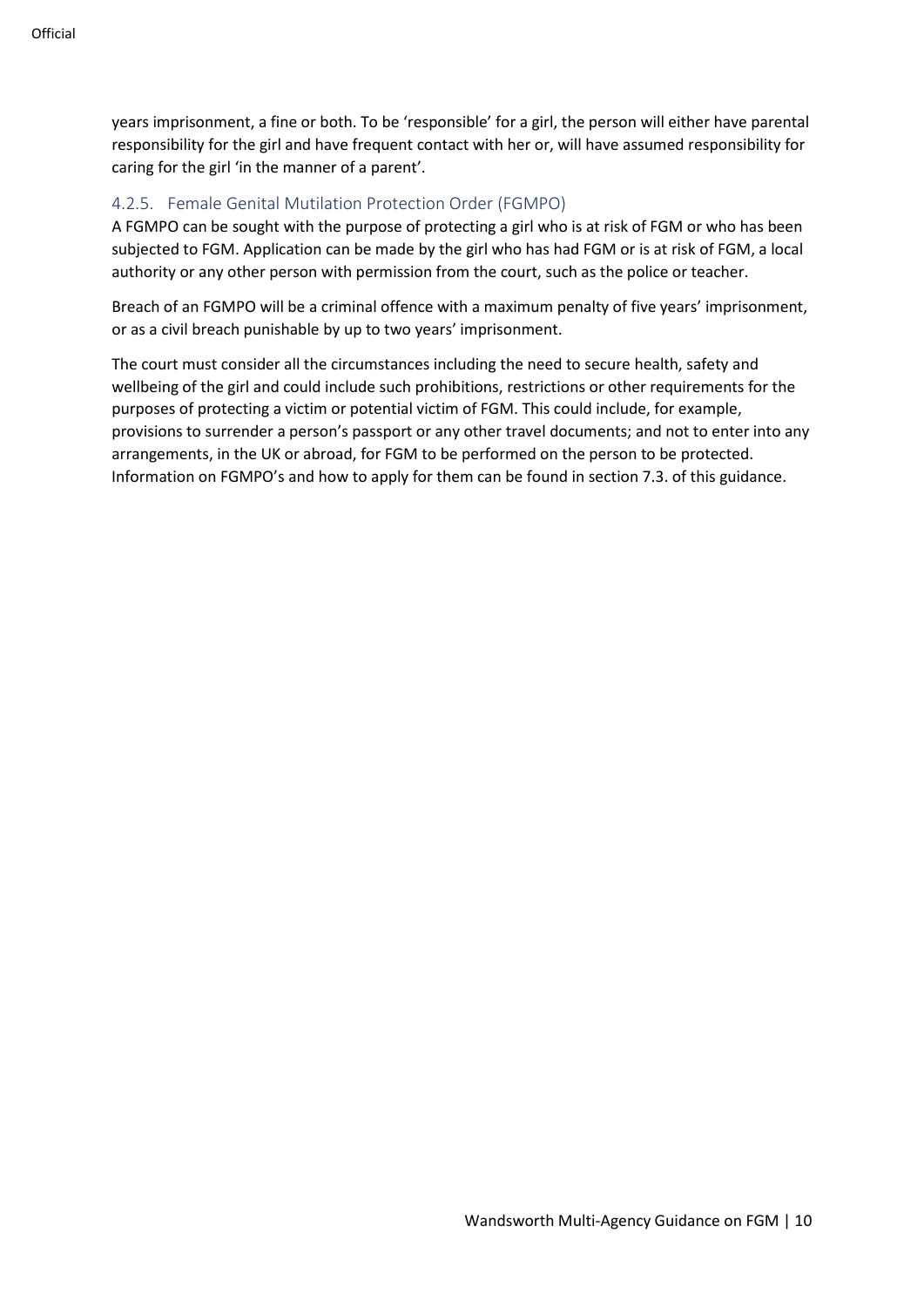years imprisonment, a fine or both. To be 'responsible' for a girl, the person will either have parental responsibility for the girl and have frequent contact with her or, will have assumed responsibility for caring for the girl 'in the manner of a parent'.

### 4.2.5. Female Genital Mutilation Protection Order (FGMPO)

A FGMPO can be sought with the purpose of protecting a girl who is at risk of FGM or who has been subjected to FGM. Application can be made by the girl who has had FGM or is at risk of FGM, a local authority or any other person with permission from the court, such as the police or teacher.

Breach of an FGMPO will be a criminal offence with a maximum penalty of five years' imprisonment, or as a civil breach punishable by up to two years' imprisonment.

The court must consider all the circumstances including the need to secure health, safety and wellbeing of the girl and could include such prohibitions, restrictions or other requirements for the purposes of protecting a victim or potential victim of FGM. This could include, for example, provisions to surrender a person's passport or any other travel documents; and not to enter into any arrangements, in the UK or abroad, for FGM to be performed on the person to be protected. Information on FGMPO's and how to apply for them can be found in section 7.3. of this guidance.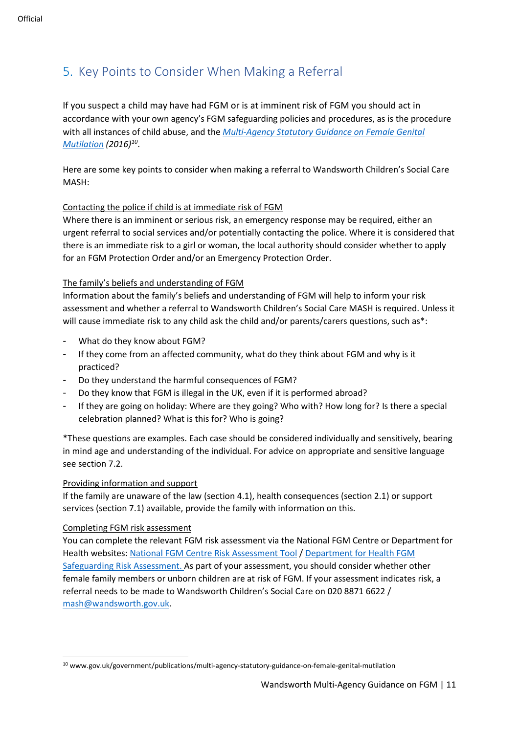## 5. Key Points to Consider When Making a Referral

If you suspect a child may have had FGM or is at imminent risk of FGM you should act in accordance with your own agency's FGM safeguarding policies and procedures, as is the procedure with all instances of child abuse, and the *Multi-Agency Statutory Guidance on Female Genital Mutilation (2016)*[10].

Here are some key points to consider when making a referral to Wandsworth Children's Social Care MASH:

Contacting the police if child is at immediate risk of FGM

Where there is an imminent or serious risk, an emergency response may be required, either an urgent referral to social services and/or potentially contacting the police. Where it is considered that there is an immediate risk to a girl or woman, the local authority should consider whether to apply for an FGM Protection Order and/or an Emergency Protection Order.

The family's beliefs and understanding of FGM

Information about the family's beliefs and understanding of FGM will help to inform your risk assessment and whether a referral to Wandsworth Children's Social Care MASH is required. Unless it will cause immediate risk to any child ask the child and/or parents/carers questions, such as*:

- What do they know about FGM?
- If they come from an affected community, what do they think about FGM and why is it practiced?
- Do they understand the harmful consequences of FGM?
- Do they know that FGM is illegal in the UK, even if it is performed abroad?
- If they are going on holiday: Where are they going? Who with? How long for? Is there a special celebration planned? What is this for? Who is going?

*These questions are examples. Each case should be considered individually and sensitively, bearing in mind age and understanding of the individual. For advice on appropriate and sensitive language see section 7.2.

Providing information and support

If the family are unaware of the law (section 4.1), health consequences (section 2.1) or support services (section 7.1) available, provide the family with information on this.

Completing FGM risk assessment

You can complete the relevant FGM risk assessment via the National FGM Centre or Department for Health websites: National FGM Centre Risk Assessment Tool / Department for Health FGM Safeguarding Risk Assessment. As part of your assessment, you should consider whether other female family members or unborn children are at risk of FGM. If your assessment indicates risk, a referral needs to be made to Wandsworth Children's Social Care on 020 8871 6622 / mash@wandsworth.gov.uk.

[10] www.gov.uk/government/publications/multi-agency-statutory-guidance-on-female-genital-mutilation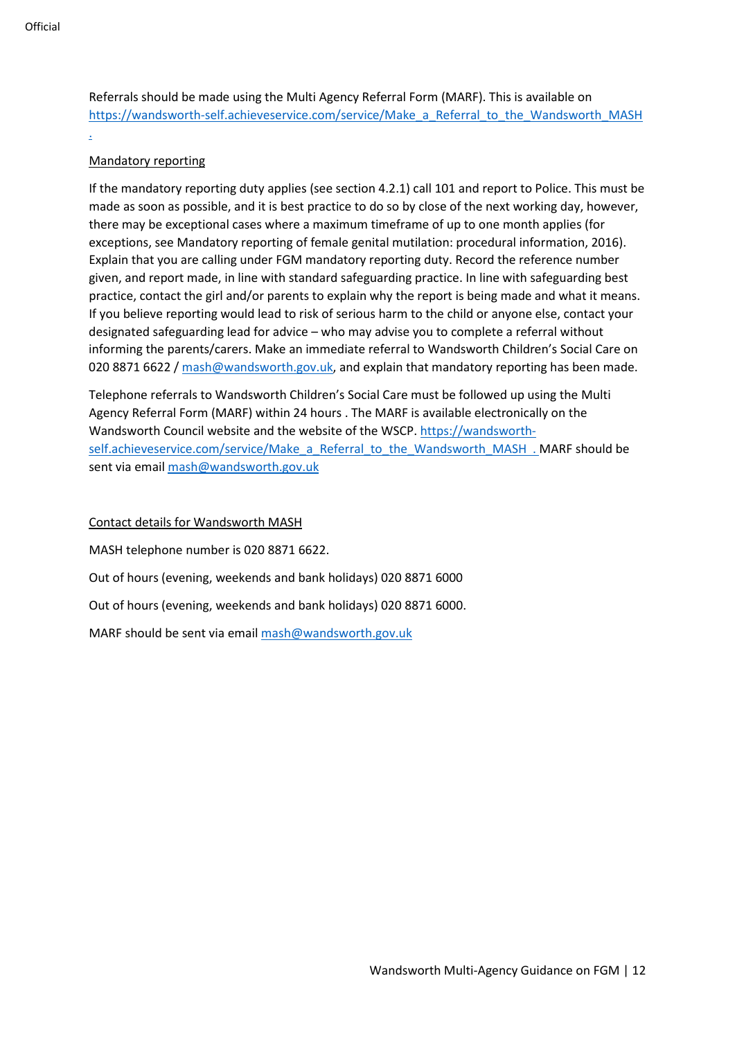Referrals should be made using the Multi Agency Referral Form (MARF). This is available on https://wandsworth-self.achieveservice.com/service/Make_a_Referral_to_the_Wandsworth_MASH .

Mandatory reporting

If the mandatory reporting duty applies (see section 4.2.1) call 101 and report to Police. This must be made as soon as possible, and it is best practice to do so by close of the next working day, however, there may be exceptional cases where a maximum timeframe of up to one month applies (for exceptions, see Mandatory reporting of female genital mutilation: procedural information, 2016). Explain that you are calling under FGM mandatory reporting duty. Record the reference number given, and report made, in line with standard safeguarding practice. In line with safeguarding best practice, contact the girl and/or parents to explain why the report is being made and what it means. If you believe reporting would lead to risk of serious harm to the child or anyone else, contact your designated safeguarding lead for advice – who may advise you to complete a referral without informing the parents/carers. Make an immediate referral to Wandsworth Children's Social Care on 020 8871 6622 / mash@wandsworth.gov.uk, and explain that mandatory reporting has been made.

Telephone referrals to Wandsworth Children's Social Care must be followed up using the Multi Agency Referral Form (MARF) within 24 hours . The MARF is available electronically on the Wandsworth Council website and the website of the WSCP. https://wandsworth-self.achieveservice.com/service/Make_a_Referral_to_the_Wandsworth_MASH . MARF should be sent via email mash@wandsworth.gov.uk

Contact details for Wandsworth MASH

MASH telephone number is 020 8871 6622.

Out of hours (evening, weekends and bank holidays) 020 8871 6000

Out of hours (evening, weekends and bank holidays) 020 8871 6000.

MARF should be sent via email mash@wandsworth.gov.uk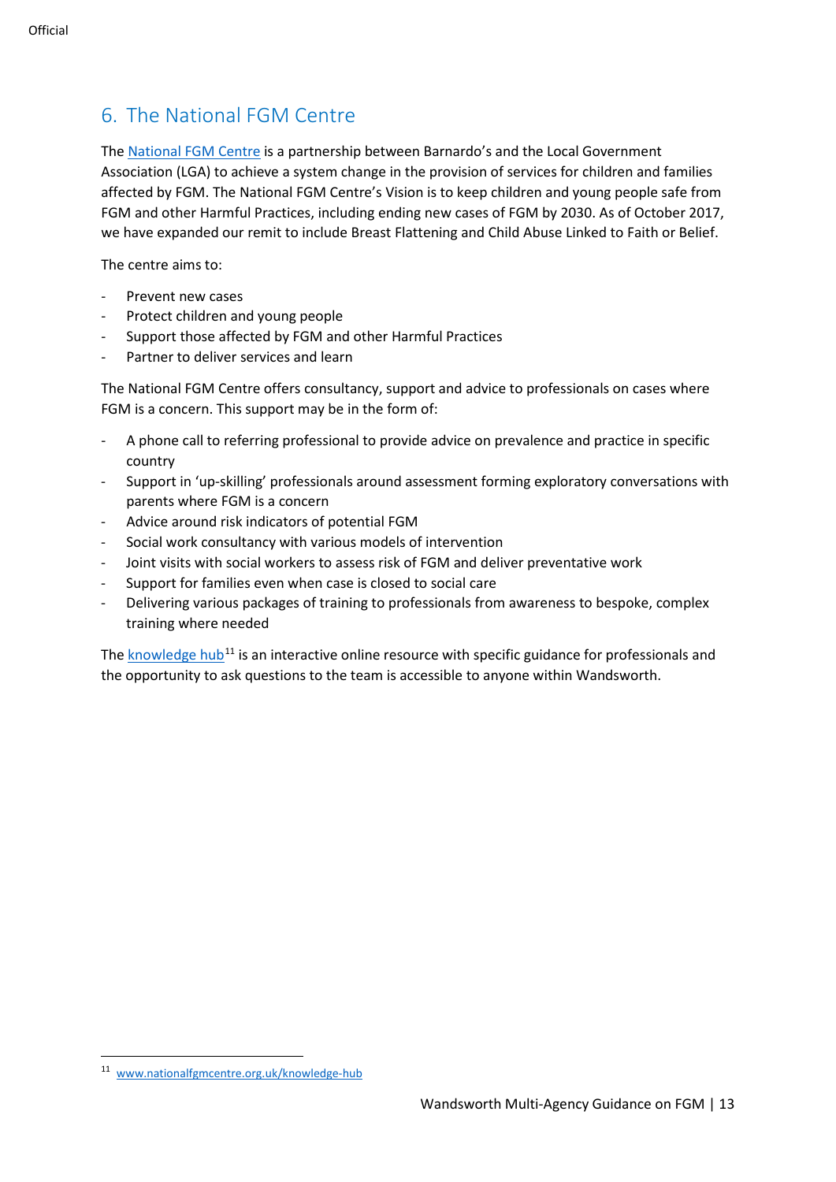## 6. The National FGM Centre

The National FGM Centre is a partnership between Barnardo's and the Local Government Association (LGA) to achieve a system change in the provision of services for children and families affected by FGM. The National FGM Centre's Vision is to keep children and young people safe from FGM and other Harmful Practices, including ending new cases of FGM by 2030. As of October 2017, we have expanded our remit to include Breast Flattening and Child Abuse Linked to Faith or Belief.

The centre aims to:

- Prevent new cases
- Protect children and young people
- Support those affected by FGM and other Harmful Practices
- Partner to deliver services and learn

The National FGM Centre offers consultancy, support and advice to professionals on cases where FGM is a concern. This support may be in the form of:

- A phone call to referring professional to provide advice on prevalence and practice in specific country
- Support in 'up-skilling' professionals around assessment forming exploratory conversations with parents where FGM is a concern
- Advice around risk indicators of potential FGM
- Social work consultancy with various models of intervention
- Joint visits with social workers to assess risk of FGM and deliver preventative work
- Support for families even when case is closed to social care
- Delivering various packages of training to professionals from awareness to bespoke, complex training where needed

The knowledge hub[11] is an interactive online resource with specific guidance for professionals and the opportunity to ask questions to the team is accessible to anyone within Wandsworth.

[11] www.nationalfgmcentre.org.uk/knowledge-hub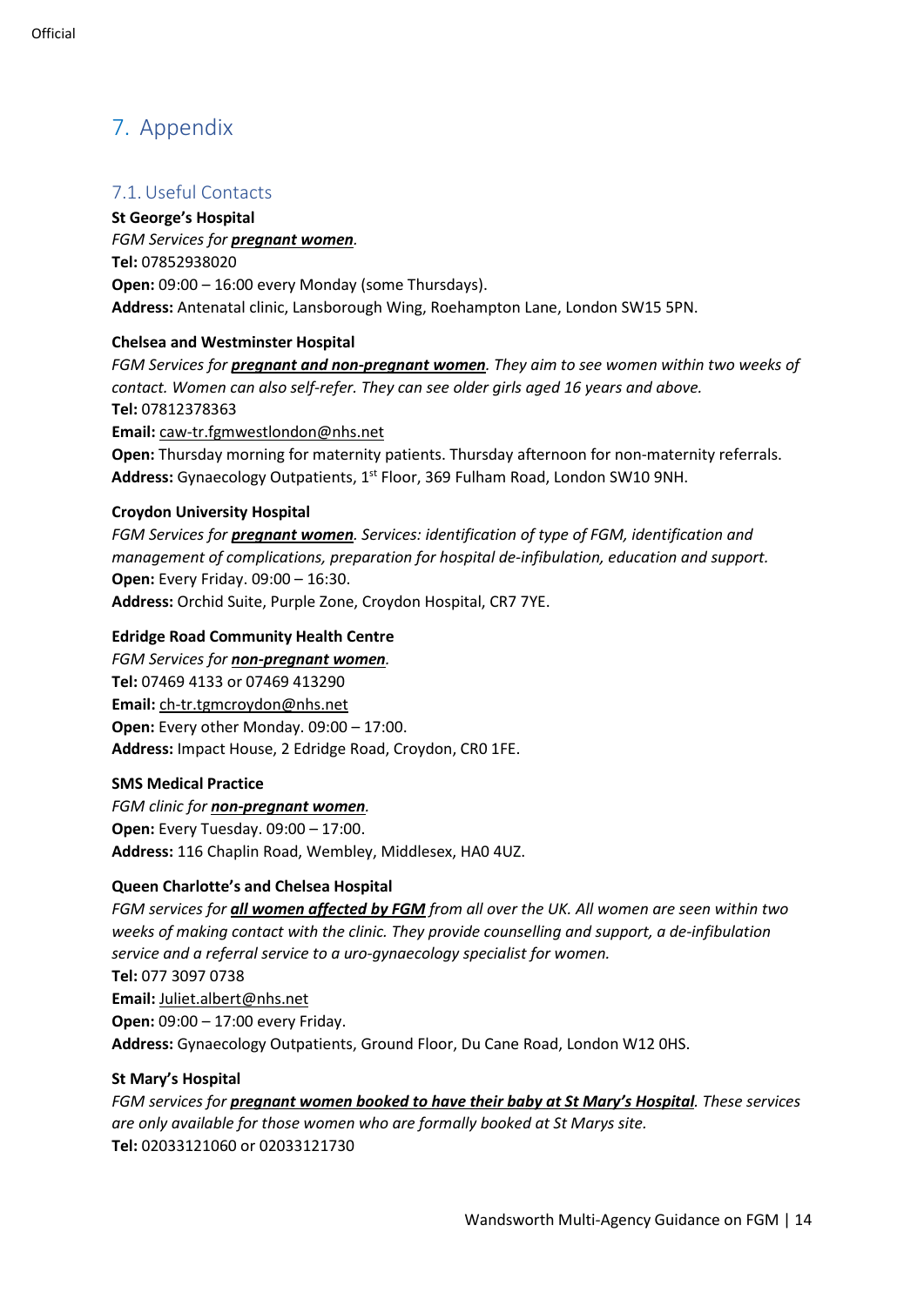# 7. Appendix

## 7.1. Useful Contacts

**St George's Hospital**

*FGM Services for **pregnant women**.*

**Tel:** 07852938020

**Open:** 09:00 – 16:00 every Monday (some Thursdays).

**Address:** Antenatal clinic, Lansborough Wing, Roehampton Lane, London SW15 5PN.

**Chelsea and Westminster Hospital**

*FGM Services for **pregnant and non-pregnant women**. They aim to see women within two weeks of contact. Women can also self-refer. They can see older girls aged 16 years and above.*

**Tel:** 07812378363

**Email:** caw-tr.fgmwestlondon@nhs.net

**Open:** Thursday morning for maternity patients. Thursday afternoon for non-maternity referrals.

**Address:** Gynaecology Outpatients, 1st Floor, 369 Fulham Road, London SW10 9NH.

**Croydon University Hospital**

*FGM Services for **pregnant women**. Services: identification of type of FGM, identification and management of complications, preparation for hospital de-infibulation, education and support.*

**Open:** Every Friday. 09:00 – 16:30.

**Address:** Orchid Suite, Purple Zone, Croydon Hospital, CR7 7YE.

**Edridge Road Community Health Centre**

*FGM Services for **non-pregnant women**.*

**Tel:** 07469 4133 or 07469 413290

**Email:** ch-tr.tgmcroydon@nhs.net

**Open:** Every other Monday. 09:00 – 17:00.

**Address:** Impact House, 2 Edridge Road, Croydon, CR0 1FE.

**SMS Medical Practice**

*FGM clinic for **non-pregnant women**.*

**Open:** Every Tuesday. 09:00 – 17:00.

**Address:** 116 Chaplin Road, Wembley, Middlesex, HA0 4UZ.

**Queen Charlotte's and Chelsea Hospital**

*FGM services for **all women affected by FGM** from all over the UK. All women are seen within two weeks of making contact with the clinic. They provide counselling and support, a de-infibulation service and a referral service to a uro-gynaecology specialist for women.*

**Tel:** 077 3097 0738

**Email:** Juliet.albert@nhs.net

**Open:** 09:00 – 17:00 every Friday.

**Address:** Gynaecology Outpatients, Ground Floor, Du Cane Road, London W12 0HS.

**St Mary's Hospital**

*FGM services for **pregnant women booked to have their baby at St Mary's Hospital**. These services are only available for those women who are formally booked at St Marys site.*

**Tel:** 02033121060 or 02033121730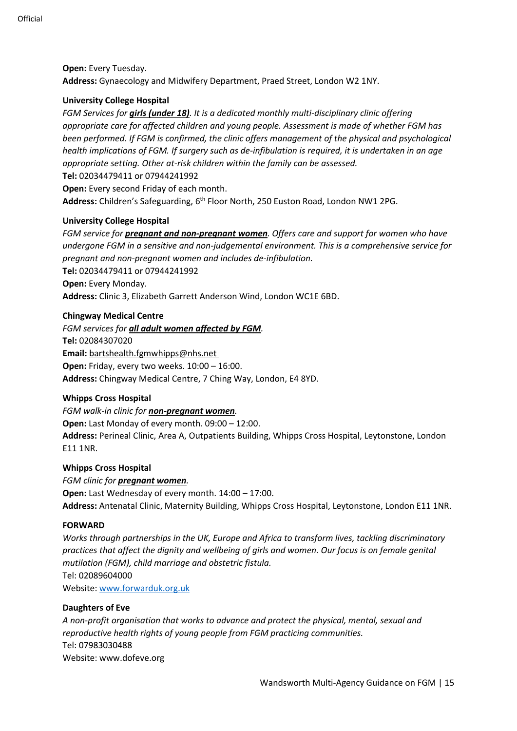**Open:** Every Tuesday.
**Address:** Gynaecology and Midwifery Department, Praed Street, London W2 1NY.

**University College Hospital**
*FGM Services for **girls (under 18)**. It is a dedicated monthly multi-disciplinary clinic offering appropriate care for affected children and young people. Assessment is made of whether FGM has been performed. If FGM is confirmed, the clinic offers management of the physical and psychological health implications of FGM. If surgery such as de-infibulation is required, it is undertaken in an age appropriate setting. Other at-risk children within the family can be assessed.*
**Tel:** 02034479411 or 07944241992
**Open:** Every second Friday of each month.
**Address:** Children's Safeguarding, 6th Floor North, 250 Euston Road, London NW1 2PG.

**University College Hospital**
*FGM service for **pregnant and non-pregnant women**. Offers care and support for women who have undergone FGM in a sensitive and non-judgemental environment. This is a comprehensive service for pregnant and non-pregnant women and includes de-infibulation.*
**Tel:** 02034479411 or 07944241992
**Open:** Every Monday.
**Address:** Clinic 3, Elizabeth Garrett Anderson Wind, London WC1E 6BD.

**Chingway Medical Centre**
*FGM services for **all adult women affected by FGM**.*
**Tel:** 02084307020
**Email:** bartshealth.fgmwhipps@nhs.net
**Open:** Friday, every two weeks. 10:00 – 16:00.
**Address:** Chingway Medical Centre, 7 Ching Way, London, E4 8YD.

**Whipps Cross Hospital**
*FGM walk-in clinic for **non-pregnant women**.*
**Open:** Last Monday of every month. 09:00 – 12:00.
**Address:** Perineal Clinic, Area A, Outpatients Building, Whipps Cross Hospital, Leytonstone, London E11 1NR.

**Whipps Cross Hospital**
*FGM clinic for **pregnant women**.*
**Open:** Last Wednesday of every month. 14:00 – 17:00.
**Address:** Antenatal Clinic, Maternity Building, Whipps Cross Hospital, Leytonstone, London E11 1NR.

**FORWARD**
*Works through partnerships in the UK, Europe and Africa to transform lives, tackling discriminatory practices that affect the dignity and wellbeing of girls and women. Our focus is on female genital mutilation (FGM), child marriage and obstetric fistula.*
Tel: 02089604000
Website: www.forwarduk.org.uk

**Daughters of Eve**
*A non-profit organisation that works to advance and protect the physical, mental, sexual and reproductive health rights of young people from FGM practicing communities.*
Tel: 07983030488
Website: www.dofeve.org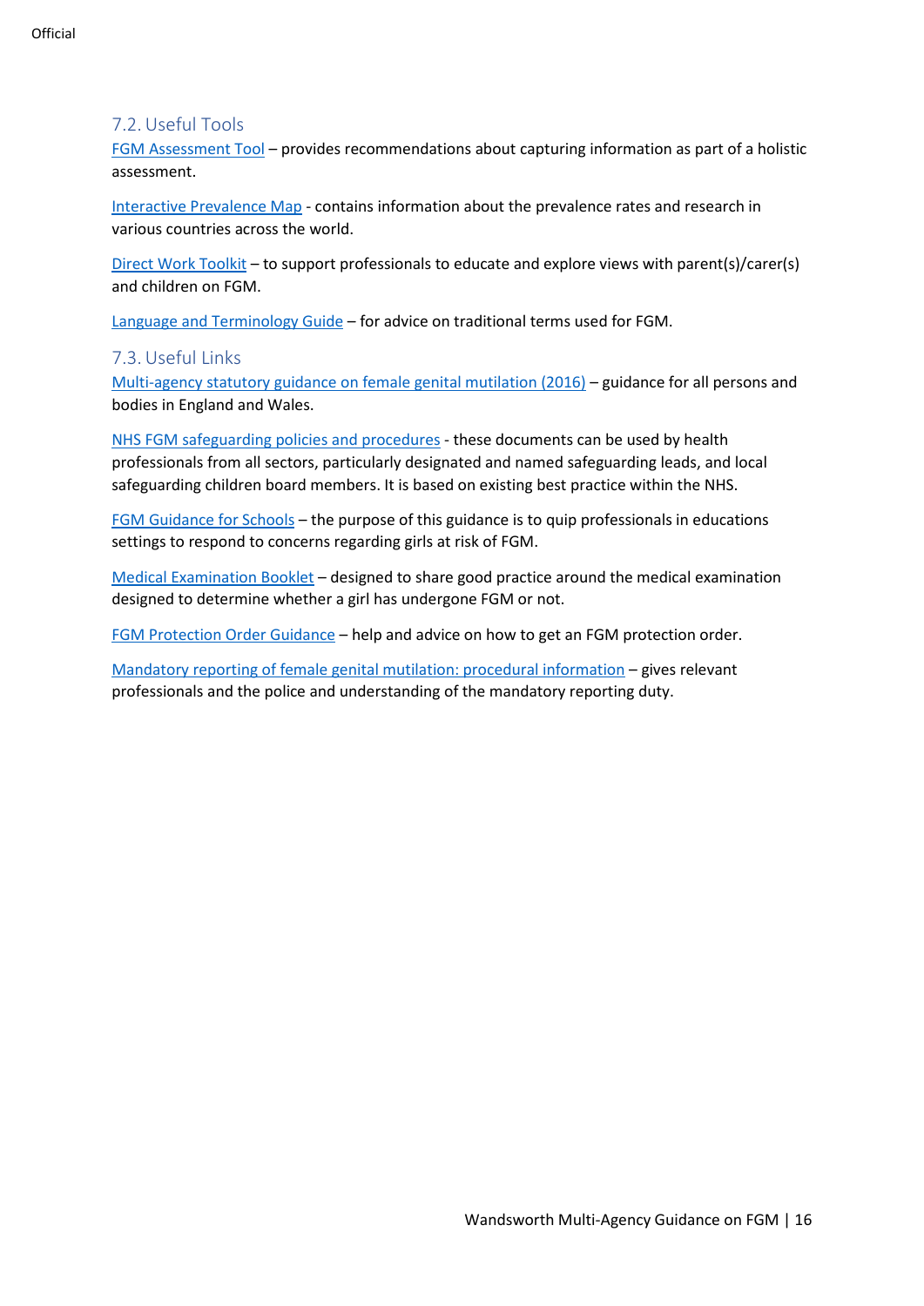## 7.2. Useful Tools

FGM Assessment Tool – provides recommendations about capturing information as part of a holistic assessment.

Interactive Prevalence Map - contains information about the prevalence rates and research in various countries across the world.

Direct Work Toolkit – to support professionals to educate and explore views with parent(s)/carer(s) and children on FGM.

Language and Terminology Guide – for advice on traditional terms used for FGM.

## 7.3. Useful Links

Multi-agency statutory guidance on female genital mutilation (2016) – guidance for all persons and bodies in England and Wales.

NHS FGM safeguarding policies and procedures - these documents can be used by health professionals from all sectors, particularly designated and named safeguarding leads, and local safeguarding children board members. It is based on existing best practice within the NHS.

FGM Guidance for Schools – the purpose of this guidance is to quip professionals in educations settings to respond to concerns regarding girls at risk of FGM.

Medical Examination Booklet – designed to share good practice around the medical examination designed to determine whether a girl has undergone FGM or not.

FGM Protection Order Guidance – help and advice on how to get an FGM protection order.

Mandatory reporting of female genital mutilation: procedural information – gives relevant professionals and the police and understanding of the mandatory reporting duty.